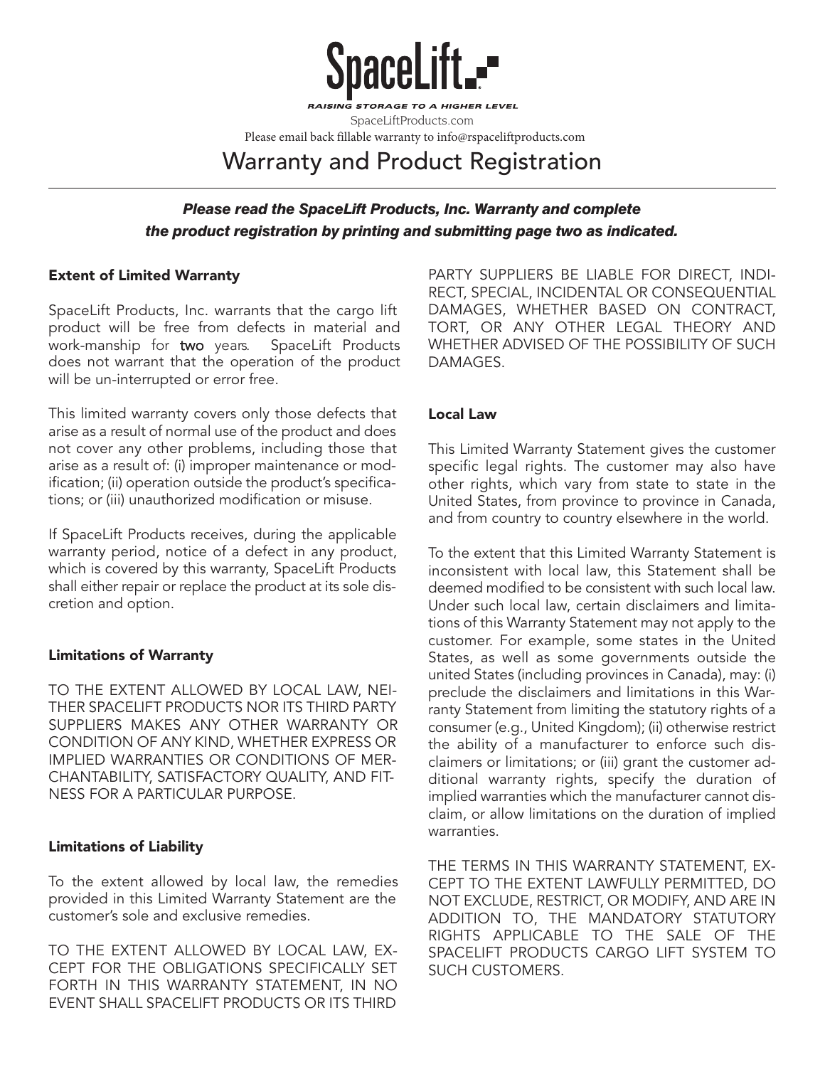SpaceLift

RAISING STORAGE TO A HIGHER LEVEL

SpaceLiftProducts.com

Please email back fillable warranty to info@rspaceliftproducts.com

# Warranty and Product Registration

***Please read the SpaceLift Products, Inc. Warranty and complete the product registration by printing and submitting page two as indicated.***

### Extent of Limited Warranty

SpaceLift Products, Inc. warrants that the cargo lift product will be free from defects in material and work-manship for **two** years. SpaceLift Products does not warrant that the operation of the product will be un-interrupted or error free.

This limited warranty covers only those defects that arise as a result of normal use of the product and does not cover any other problems, including those that arise as a result of: (i) improper maintenance or modification; (ii) operation outside the product's specifications; or (iii) unauthorized modification or misuse.

If SpaceLift Products receives, during the applicable warranty period, notice of a defect in any product, which is covered by this warranty, SpaceLift Products shall either repair or replace the product at its sole discretion and option.

### Limitations of Warranty

TO THE EXTENT ALLOWED BY LOCAL LAW, NEITHER SPACELIFT PRODUCTS NOR ITS THIRD PARTY SUPPLIERS MAKES ANY OTHER WARRANTY OR CONDITION OF ANY KIND, WHETHER EXPRESS OR IMPLIED WARRANTIES OR CONDITIONS OF MERCHANTABILITY, SATISFACTORY QUALITY, AND FITNESS FOR A PARTICULAR PURPOSE.

### Limitations of Liability

To the extent allowed by local law, the remedies provided in this Limited Warranty Statement are the customer's sole and exclusive remedies.

TO THE EXTENT ALLOWED BY LOCAL LAW, EXCEPT FOR THE OBLIGATIONS SPECIFICALLY SET FORTH IN THIS WARRANTY STATEMENT, IN NO EVENT SHALL SPACELIFT PRODUCTS OR ITS THIRD PARTY SUPPLIERS BE LIABLE FOR DIRECT, INDIRECT, SPECIAL, INCIDENTAL OR CONSEQUENTIAL DAMAGES, WHETHER BASED ON CONTRACT, TORT, OR ANY OTHER LEGAL THEORY AND WHETHER ADVISED OF THE POSSIBILITY OF SUCH DAMAGES.

### Local Law

This Limited Warranty Statement gives the customer specific legal rights. The customer may also have other rights, which vary from state to state in the United States, from province to province in Canada, and from country to country elsewhere in the world.

To the extent that this Limited Warranty Statement is inconsistent with local law, this Statement shall be deemed modified to be consistent with such local law. Under such local law, certain disclaimers and limitations of this Warranty Statement may not apply to the customer. For example, some states in the United States, as well as some governments outside the united States (including provinces in Canada), may: (i) preclude the disclaimers and limitations in this Warranty Statement from limiting the statutory rights of a consumer (e.g., United Kingdom); (ii) otherwise restrict the ability of a manufacturer to enforce such disclaimers or limitations; or (iii) grant the customer additional warranty rights, specify the duration of implied warranties which the manufacturer cannot disclaim, or allow limitations on the duration of implied warranties.

THE TERMS IN THIS WARRANTY STATEMENT, EXCEPT TO THE EXTENT LAWFULLY PERMITTED, DO NOT EXCLUDE, RESTRICT, OR MODIFY, AND ARE IN ADDITION TO, THE MANDATORY STATUTORY RIGHTS APPLICABLE TO THE SALE OF THE SPACELIFT PRODUCTS CARGO LIFT SYSTEM TO SUCH CUSTOMERS.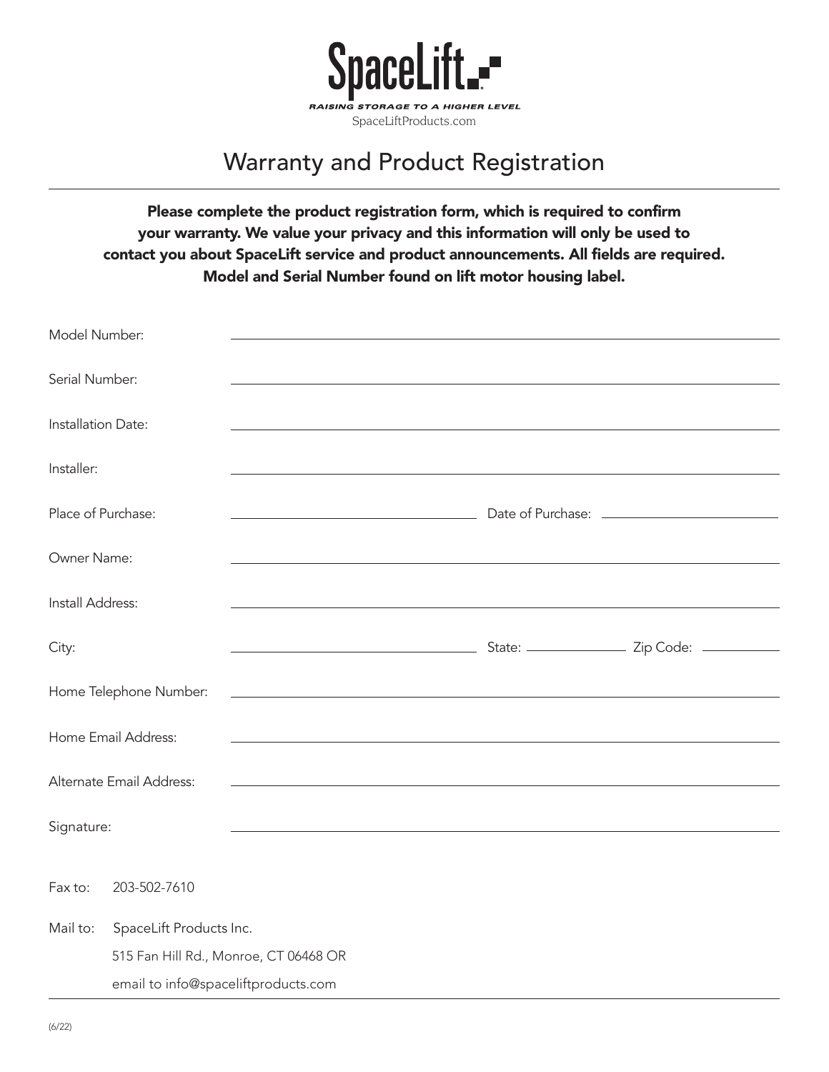SpaceLift

***RAISING STORAGE TO A HIGHER LEVEL***

SpaceLiftProducts.com

# Warranty and Product Registration

**Please complete the product registration form, which is required to confirm your warranty. We value your privacy and this information will only be used to contact you about SpaceLift service and product announcements. All fields are required. Model and Serial Number found on lift motor housing label.**

Model Number: ______________________________

Serial Number: ______________________________

Installation Date: ______________________________

Installer: ______________________________

Place of Purchase: ____________________ Date of Purchase: ____________________

Owner Name: ______________________________

Install Address: ______________________________

City: ____________________ State: __________ Zip Code: __________

Home Telephone Number: ______________________________

Home Email Address: ______________________________

Alternate Email Address: ______________________________

Signature: ______________________________

Fax to: 203-502-7610

Mail to: SpaceLift Products Inc.
515 Fan Hill Rd., Monroe, CT 06468 OR
email to info@spaceliftproducts.com

(6/22)